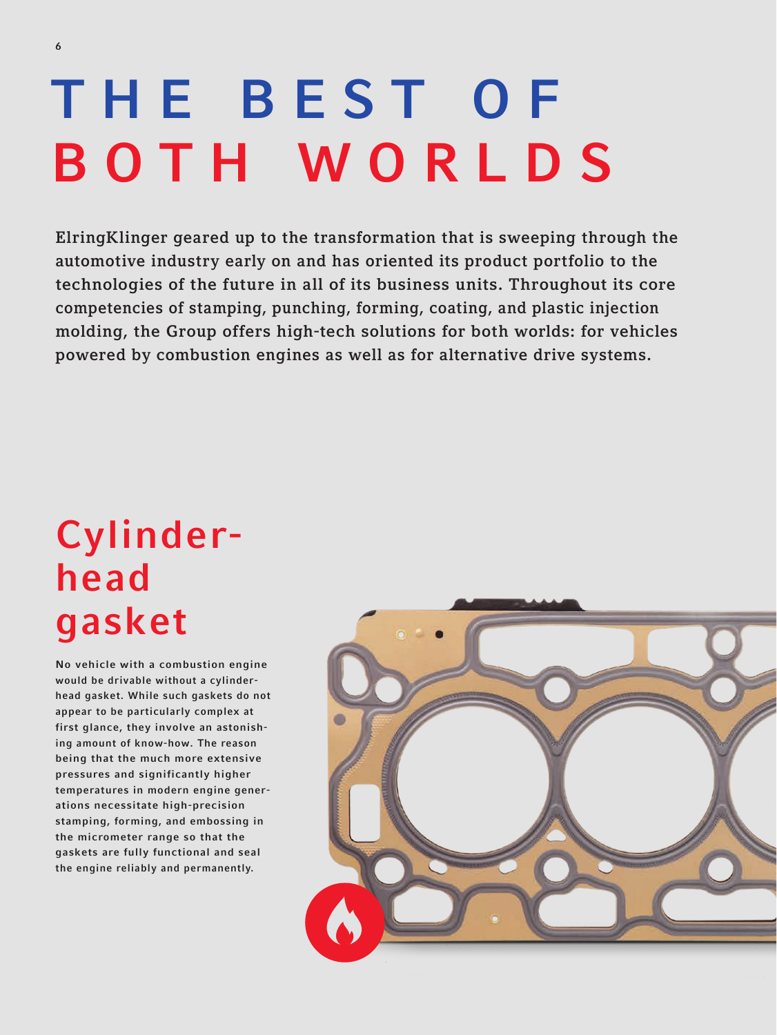# THE BEST OF BOTH WORLDS

ElringKlinger geared up to the transformation that is sweeping through the automotive industry early on and has oriented its product portfolio to the technologies of the future in all of its business units. Throughout its core competencies of stamping, punching, forming, coating, and plastic injection molding, the Group offers high-tech solutions for both worlds: for vehicles powered by combustion engines as well as for alternative drive systems.

## Cylinder-head gasket

**No vehicle with a combustion engine would be drivable without a cylinder-head gasket. While such gaskets do not appear to be particularly complex at first glance, they involve an astonishing amount of know-how. The reason being that the much more extensive pressures and significantly higher temperatures in modern engine generations necessitate high-precision stamping, forming, and embossing in the micrometer range so that the gaskets are fully functional and seal the engine reliably and permanently.**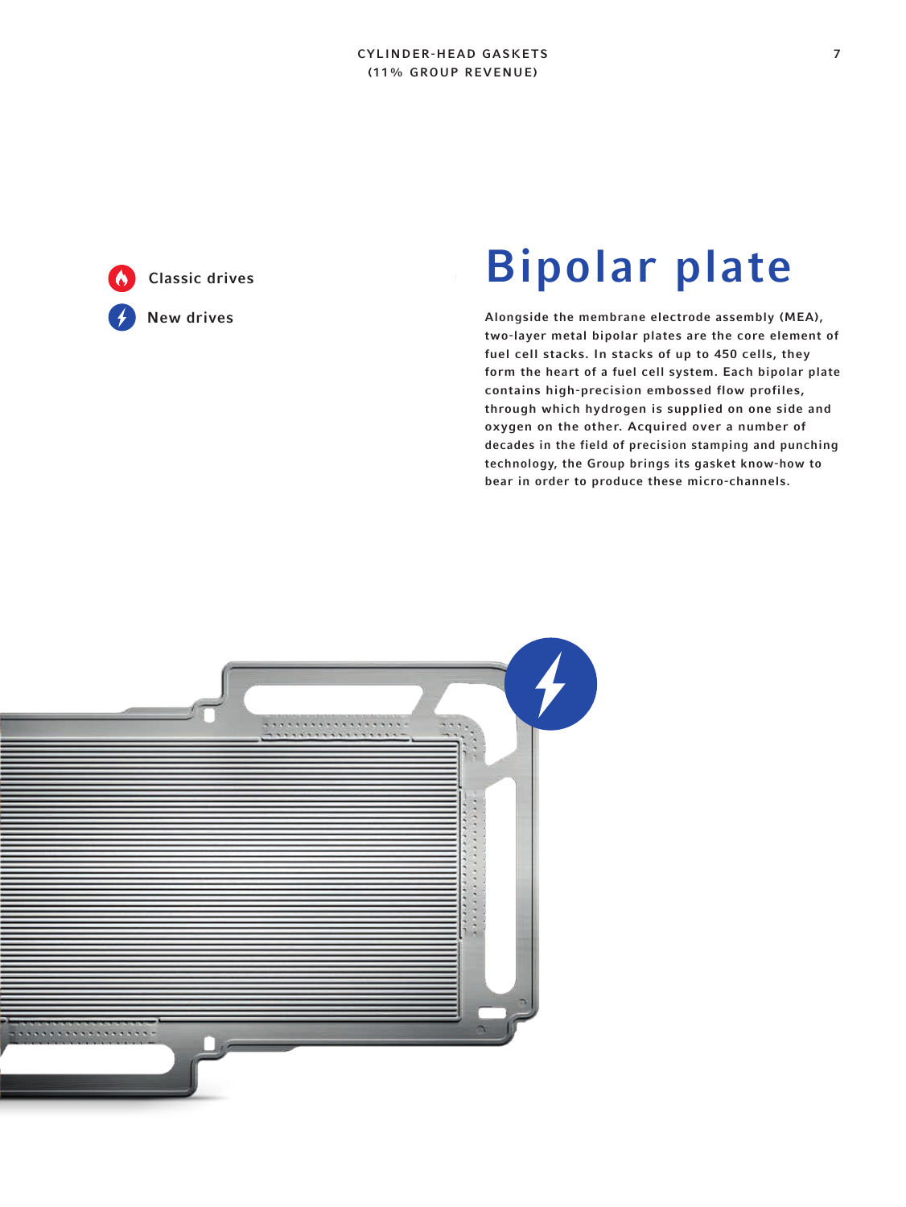Classic drives

New drives

# Bipolar plate

Alongside the membrane electrode assembly (MEA), two-layer metal bipolar plates are the core element of fuel cell stacks. In stacks of up to 450 cells, they form the heart of a fuel cell system. Each bipolar plate contains high-precision embossed flow profiles, through which hydrogen is supplied on one side and oxygen on the other. Acquired over a number of decades in the field of precision stamping and punching technology, the Group brings its gasket know-how to bear in order to produce these micro-channels.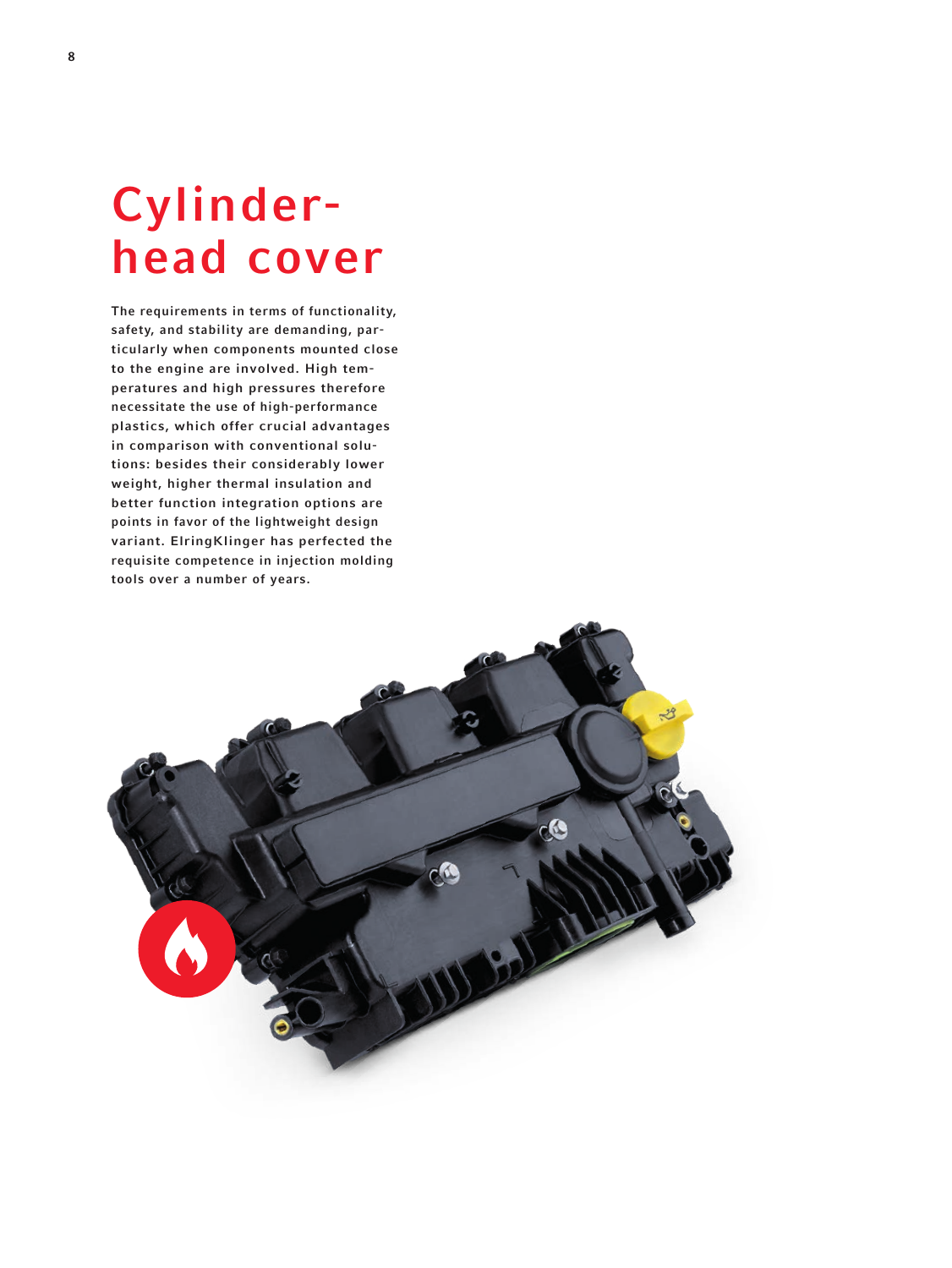# Cylinder-head cover

**The requirements in terms of functionality, safety, and stability are demanding, particularly when components mounted close to the engine are involved. High temperatures and high pressures therefore necessitate the use of high-performance plastics, which offer crucial advantages in comparison with conventional solutions: besides their considerably lower weight, higher thermal insulation and better function integration options are points in favor of the lightweight design variant. ElringKlinger has perfected the requisite competence in injection molding tools over a number of years.**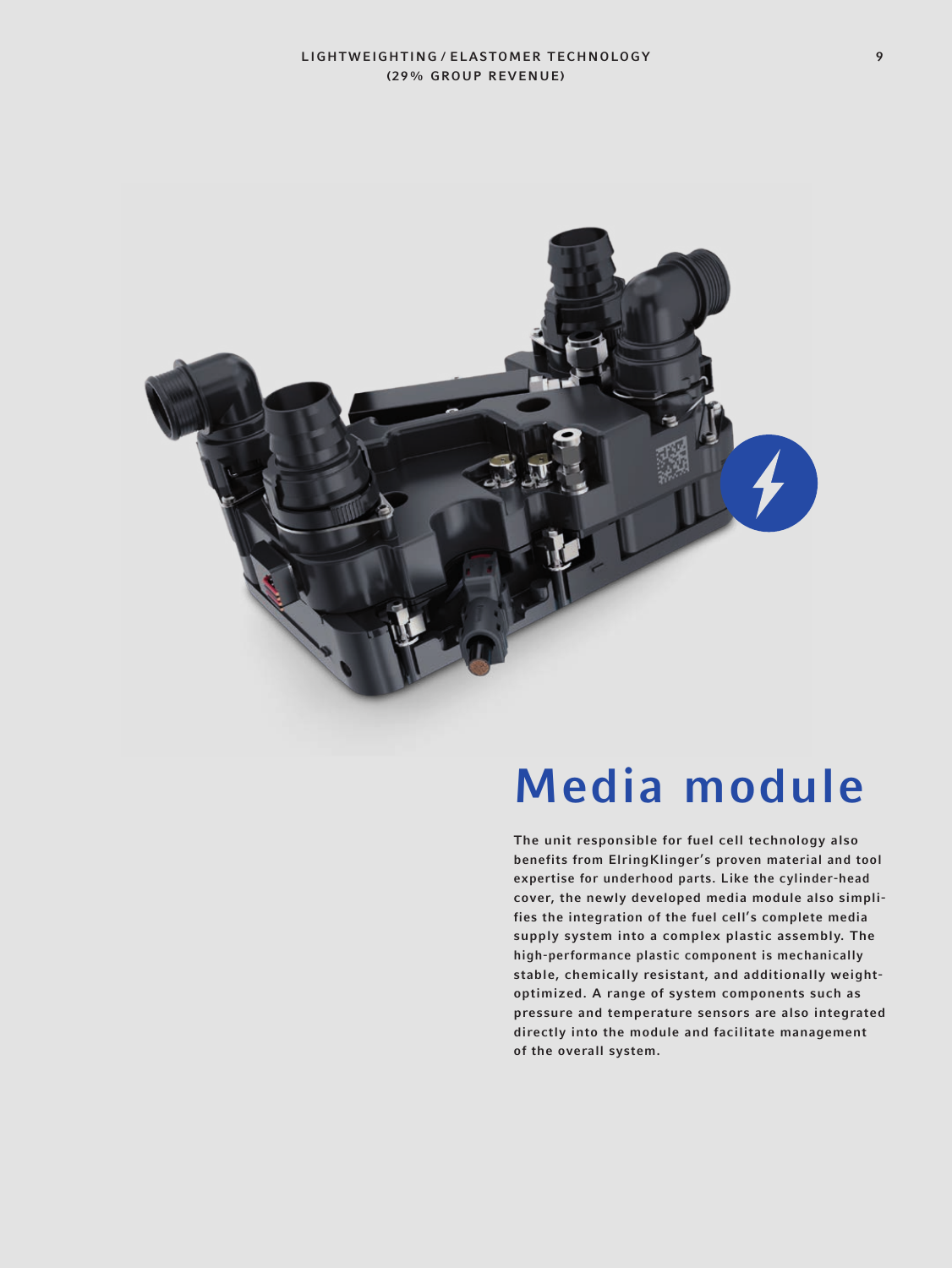LIGHTWEIGHTING / ELASTOMER TECHNOLOGY
(29% GROUP REVENUE)

# Media module

The unit responsible for fuel cell technology also benefits from ElringKlinger's proven material and tool expertise for underhood parts. Like the cylinder-head cover, the newly developed media module also simplifies the integration of the fuel cell's complete media supply system into a complex plastic assembly. The high-performance plastic component is mechanically stable, chemically resistant, and additionally weight-optimized. A range of system components such as pressure and temperature sensors are also integrated directly into the module and facilitate management of the overall system.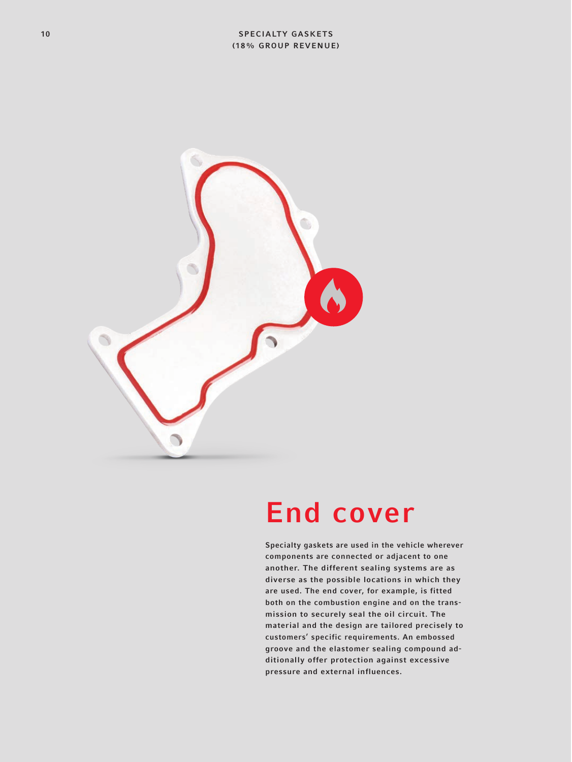SPECIALTY GASKETS
(18% GROUP REVENUE)

# End cover

**Specialty gaskets are used in the vehicle wherever components are connected or adjacent to one another. The different sealing systems are as diverse as the possible locations in which they are used. The end cover, for example, is fitted both on the combustion engine and on the transmission to securely seal the oil circuit. The material and the design are tailored precisely to customers' specific requirements. An embossed groove and the elastomer sealing compound additionally offer protection against excessive pressure and external influences.**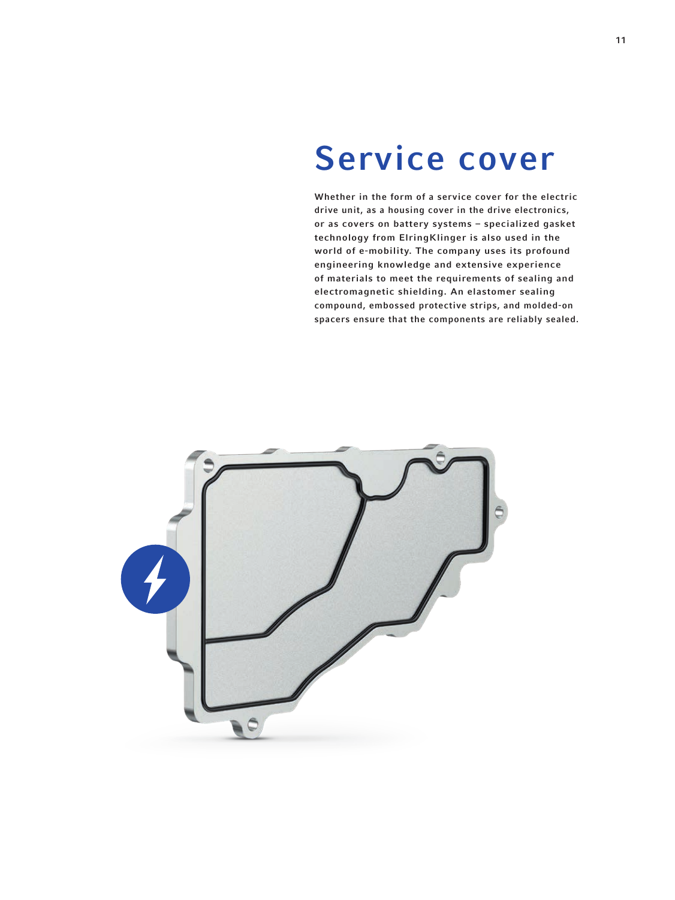# Service cover

**Whether in the form of a service cover for the electric drive unit, as a housing cover in the drive electronics, or as covers on battery systems – specialized gasket technology from ElringKlinger is also used in the world of e-mobility. The company uses its profound engineering knowledge and extensive experience of materials to meet the requirements of sealing and electromagnetic shielding. An elastomer sealing compound, embossed protective strips, and molded-on spacers ensure that the components are reliably sealed.**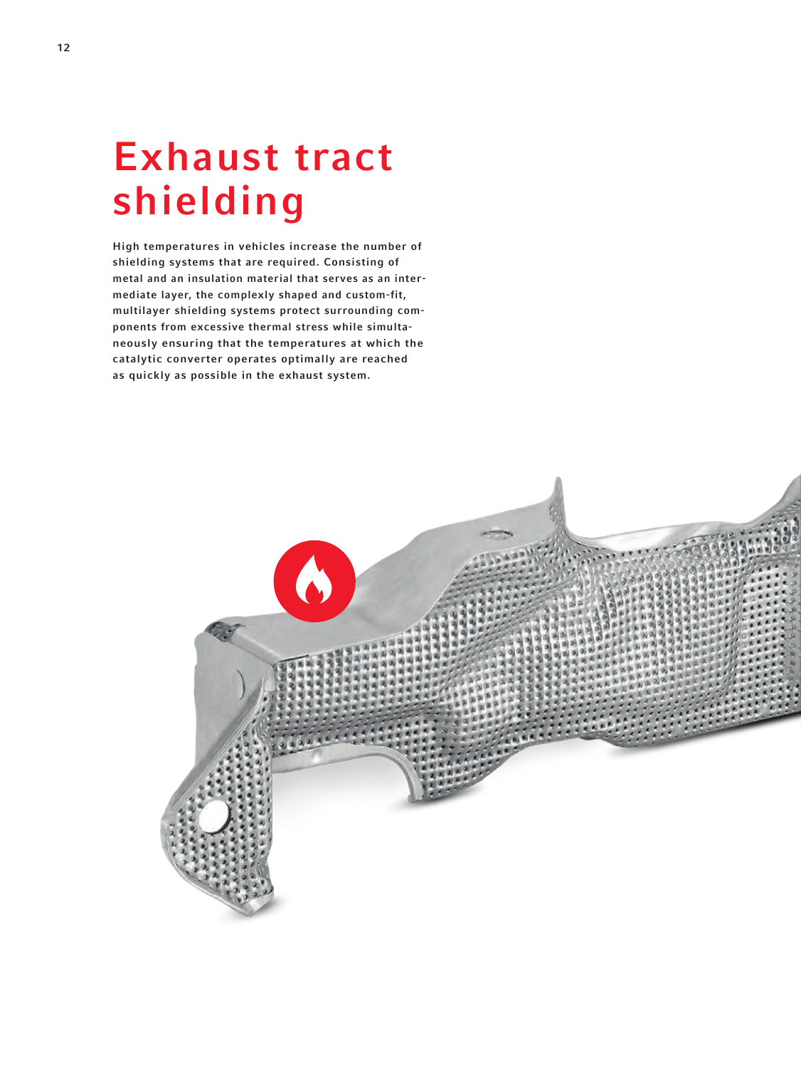# Exhaust tract shielding

**High temperatures in vehicles increase the number of shielding systems that are required. Consisting of metal and an insulation material that serves as an intermediate layer, the complexly shaped and custom-fit, multilayer shielding systems protect surrounding components from excessive thermal stress while simultaneously ensuring that the temperatures at which the catalytic converter operates optimally are reached as quickly as possible in the exhaust system.**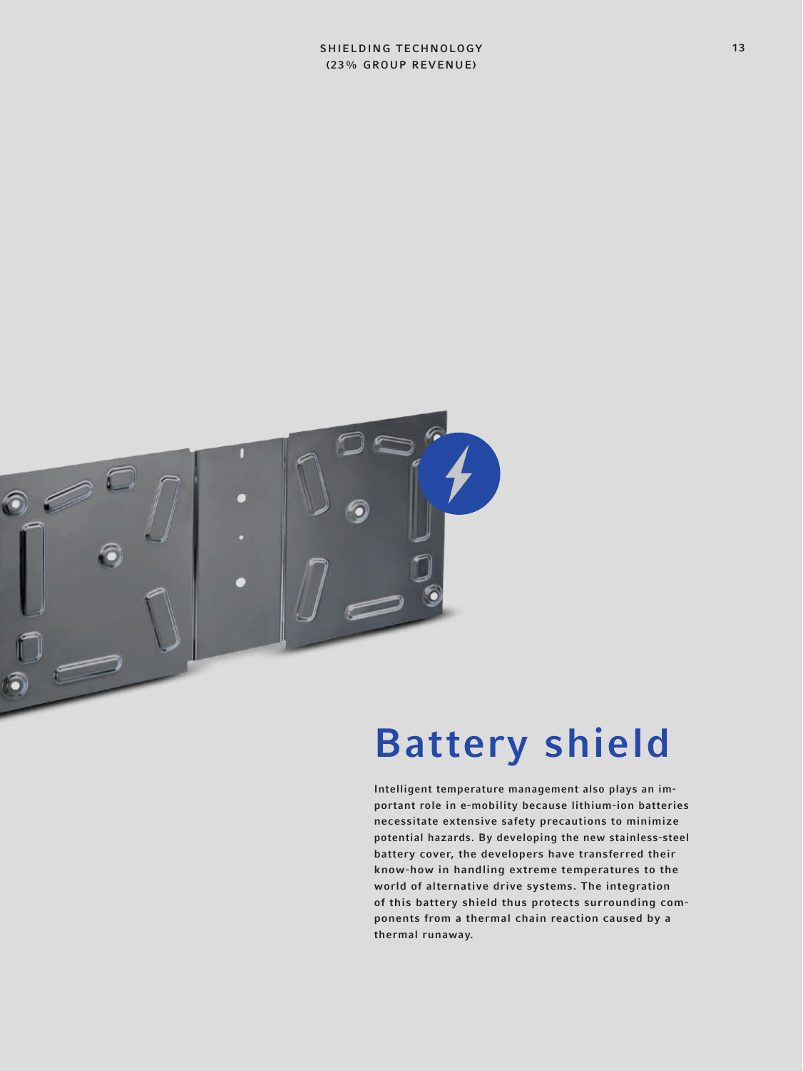SHIELDING TECHNOLOGY
(23% GROUP REVENUE)

# Battery shield

**Intelligent temperature management also plays an important role in e-mobility because lithium-ion batteries necessitate extensive safety precautions to minimize potential hazards. By developing the new stainless-steel battery cover, the developers have transferred their know-how in handling extreme temperatures to the world of alternative drive systems. The integration of this battery shield thus protects surrounding components from a thermal chain reaction caused by a thermal runaway.**